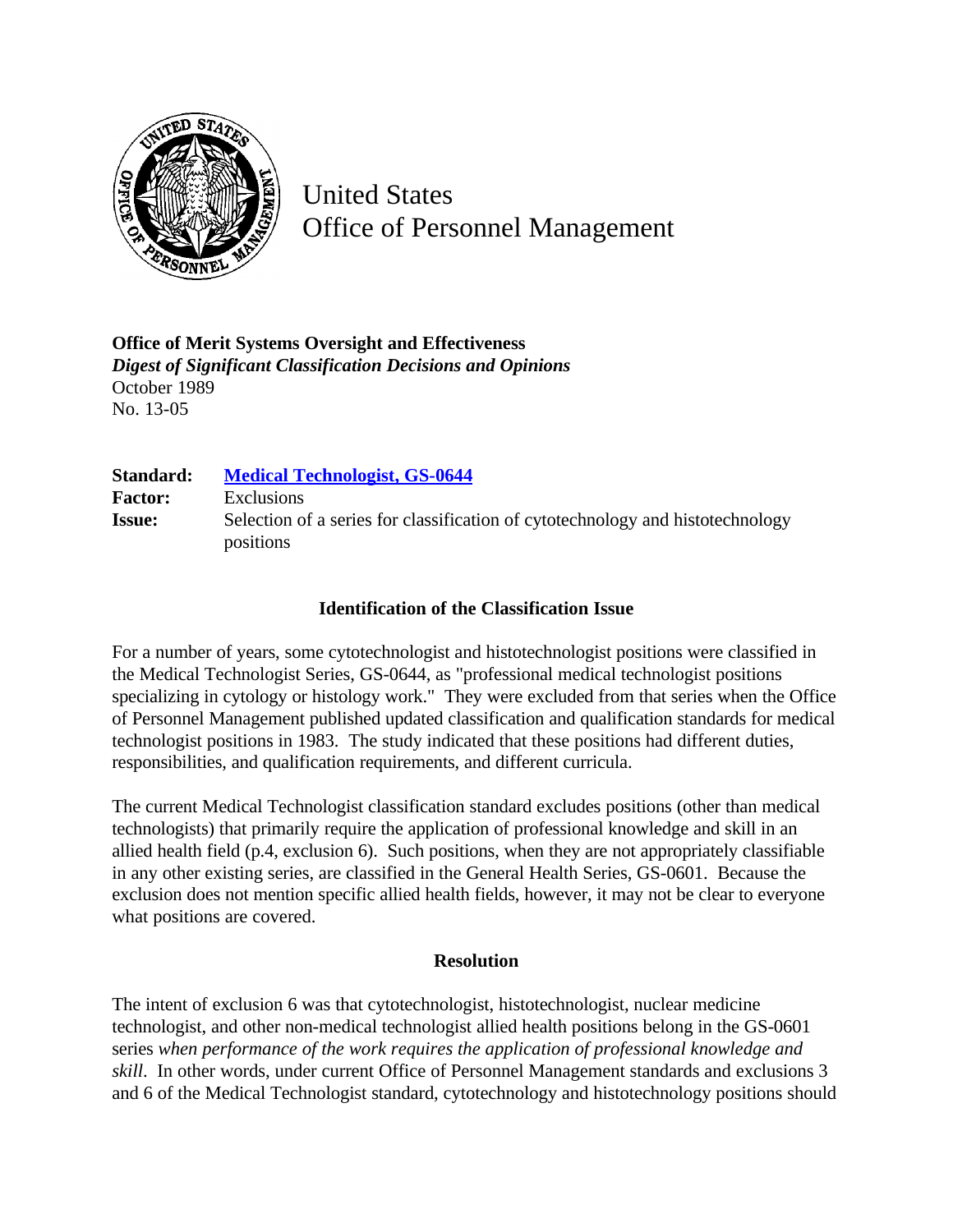United States
Office of Personnel Management

**Office of Merit Systems Oversight and Effectiveness**
***Digest of Significant Classification Decisions and Opinions***
October 1989
No. 13-05

| | |
|---|---|
| **Standard:** | [Medical Technologist, GS-0644]() |
| **Factor:** | Exclusions |
| **Issue:** | Selection of a series for classification of cytotechnology and histotechnology positions |

## Identification of the Classification Issue

For a number of years, some cytotechnologist and histotechnologist positions were classified in the Medical Technologist Series, GS-0644, as "professional medical technologist positions specializing in cytology or histology work." They were excluded from that series when the Office of Personnel Management published updated classification and qualification standards for medical technologist positions in 1983. The study indicated that these positions had different duties, responsibilities, and qualification requirements, and different curricula.

The current Medical Technologist classification standard excludes positions (other than medical technologists) that primarily require the application of professional knowledge and skill in an allied health field (p.4, exclusion 6). Such positions, when they are not appropriately classifiable in any other existing series, are classified in the General Health Series, GS-0601. Because the exclusion does not mention specific allied health fields, however, it may not be clear to everyone what positions are covered.

## Resolution

The intent of exclusion 6 was that cytotechnologist, histotechnologist, nuclear medicine technologist, and other non-medical technologist allied health positions belong in the GS-0601 series *when performance of the work requires the application of professional knowledge and skill*. In other words, under current Office of Personnel Management standards and exclusions 3 and 6 of the Medical Technologist standard, cytotechnology and histotechnology positions should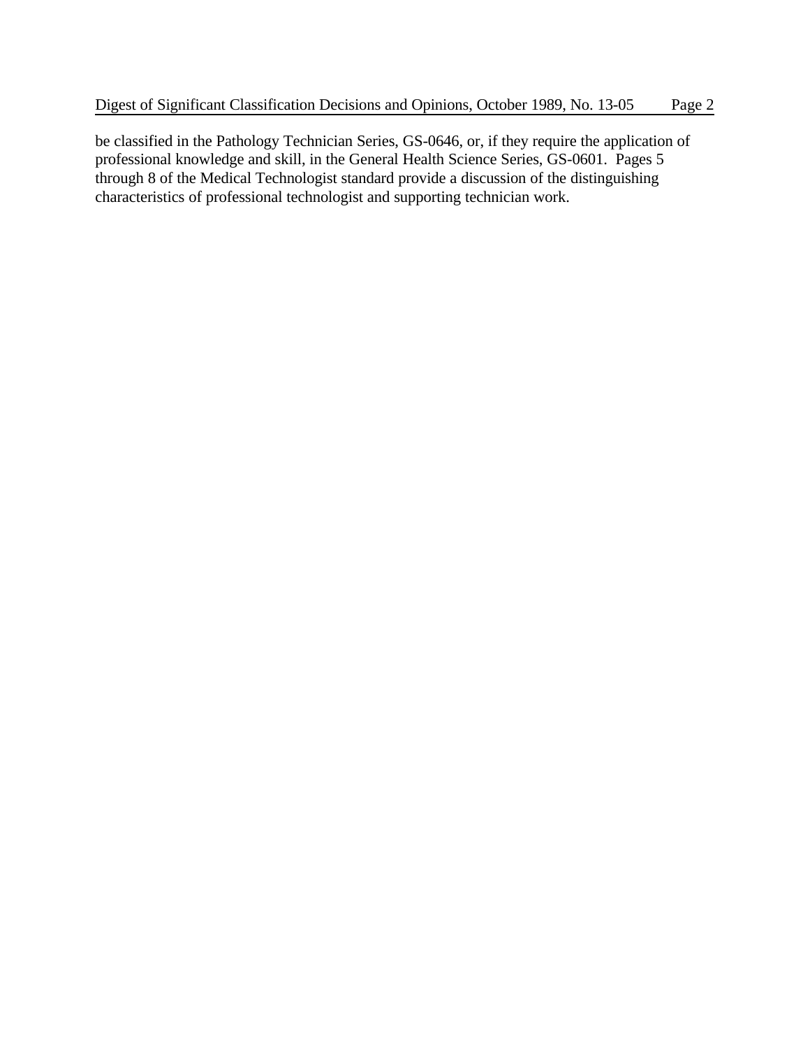be classified in the Pathology Technician Series, GS-0646, or, if they require the application of professional knowledge and skill, in the General Health Science Series, GS-0601. Pages 5 through 8 of the Medical Technologist standard provide a discussion of the distinguishing characteristics of professional technologist and supporting technician work.